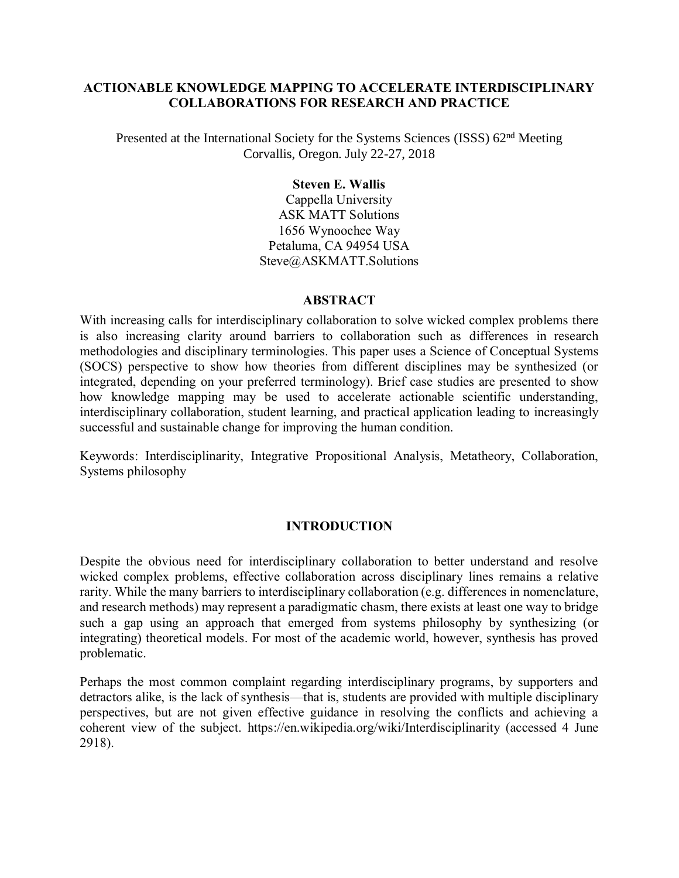# ACTIONABLE KNOWLEDGE MAPPING TO ACCELERATE INTERDISCIPLINARY COLLABORATIONS FOR RESEARCH AND PRACTICE

Presented at the International Society for the Systems Sciences (ISSS) 62nd Meeting Corvallis, Oregon. July 22-27, 2018

**Steven E. Wallis**
Cappella University
ASK MATT Solutions
1656 Wynoochee Way
Petaluma, CA 94954 USA
Steve@ASKMATT.Solutions

## ABSTRACT

With increasing calls for interdisciplinary collaboration to solve wicked complex problems there is also increasing clarity around barriers to collaboration such as differences in research methodologies and disciplinary terminologies. This paper uses a Science of Conceptual Systems (SOCS) perspective to show how theories from different disciplines may be synthesized (or integrated, depending on your preferred terminology). Brief case studies are presented to show how knowledge mapping may be used to accelerate actionable scientific understanding, interdisciplinary collaboration, student learning, and practical application leading to increasingly successful and sustainable change for improving the human condition.

Keywords: Interdisciplinarity, Integrative Propositional Analysis, Metatheory, Collaboration, Systems philosophy

## INTRODUCTION

Despite the obvious need for interdisciplinary collaboration to better understand and resolve wicked complex problems, effective collaboration across disciplinary lines remains a relative rarity. While the many barriers to interdisciplinary collaboration (e.g. differences in nomenclature, and research methods) may represent a paradigmatic chasm, there exists at least one way to bridge such a gap using an approach that emerged from systems philosophy by synthesizing (or integrating) theoretical models. For most of the academic world, however, synthesis has proved problematic.

Perhaps the most common complaint regarding interdisciplinary programs, by supporters and detractors alike, is the lack of synthesis—that is, students are provided with multiple disciplinary perspectives, but are not given effective guidance in resolving the conflicts and achieving a coherent view of the subject. https://en.wikipedia.org/wiki/Interdisciplinarity (accessed 4 June 2918).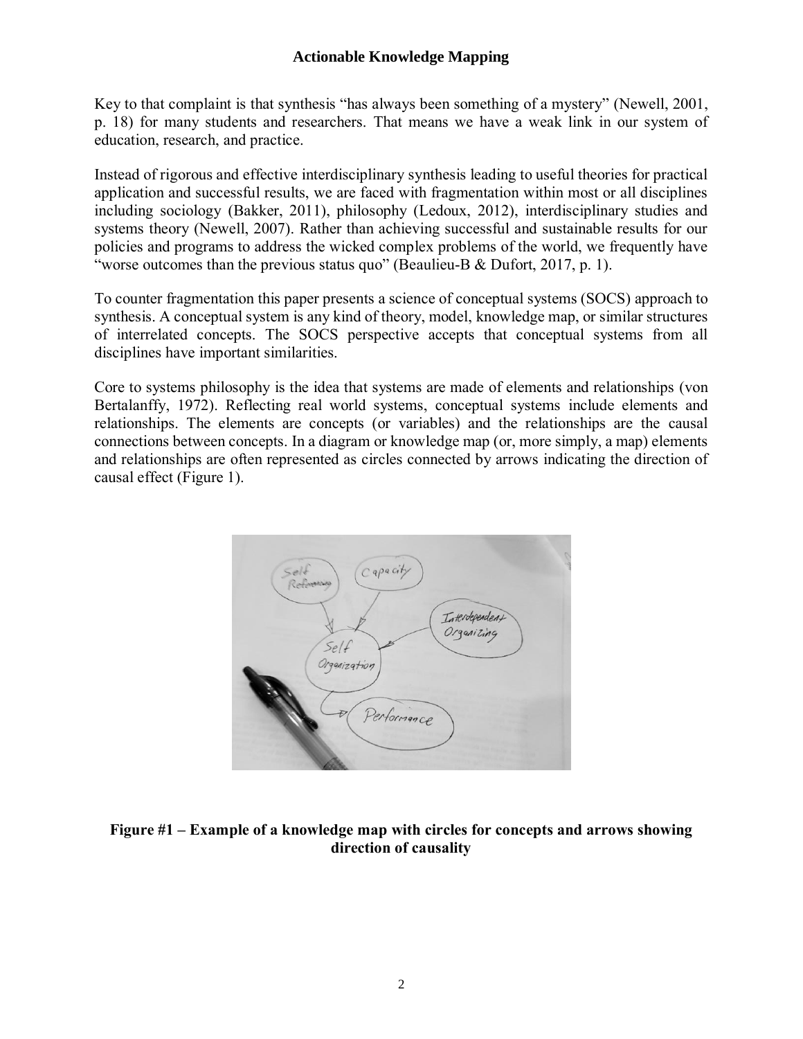Key to that complaint is that synthesis "has always been something of a mystery" (Newell, 2001, p. 18) for many students and researchers. That means we have a weak link in our system of education, research, and practice.

Instead of rigorous and effective interdisciplinary synthesis leading to useful theories for practical application and successful results, we are faced with fragmentation within most or all disciplines including sociology (Bakker, 2011), philosophy (Ledoux, 2012), interdisciplinary studies and systems theory (Newell, 2007). Rather than achieving successful and sustainable results for our policies and programs to address the wicked complex problems of the world, we frequently have "worse outcomes than the previous status quo" (Beaulieu-B & Dufort, 2017, p. 1).

To counter fragmentation this paper presents a science of conceptual systems (SOCS) approach to synthesis. A conceptual system is any kind of theory, model, knowledge map, or similar structures of interrelated concepts. The SOCS perspective accepts that conceptual systems from all disciplines have important similarities.

Core to systems philosophy is the idea that systems are made of elements and relationships (von Bertalanffy, 1972). Reflecting real world systems, conceptual systems include elements and relationships. The elements are concepts (or variables) and the relationships are the causal connections between concepts. In a diagram or knowledge map (or, more simply, a map) elements and relationships are often represented as circles connected by arrows indicating the direction of causal effect (Figure 1).

**Figure #1 – Example of a knowledge map with circles for concepts and arrows showing direction of causality**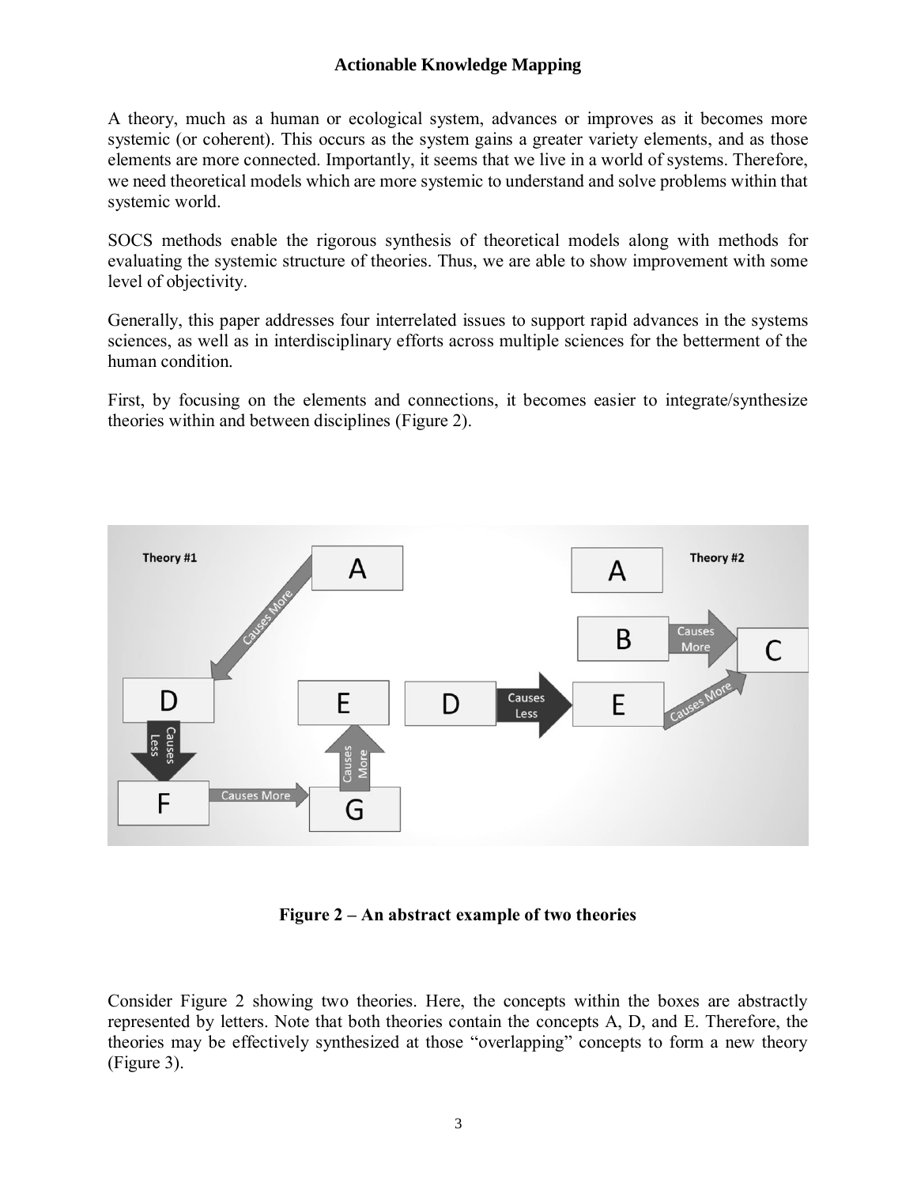A theory, much as a human or ecological system, advances or improves as it becomes more systemic (or coherent). This occurs as the system gains a greater variety elements, and as those elements are more connected. Importantly, it seems that we live in a world of systems. Therefore, we need theoretical models which are more systemic to understand and solve problems within that systemic world.

SOCS methods enable the rigorous synthesis of theoretical models along with methods for evaluating the systemic structure of theories. Thus, we are able to show improvement with some level of objectivity.

Generally, this paper addresses four interrelated issues to support rapid advances in the systems sciences, as well as in interdisciplinary efforts across multiple sciences for the betterment of the human condition.

First, by focusing on the elements and connections, it becomes easier to integrate/synthesize theories within and between disciplines (Figure 2).

**Figure 2 – An abstract example of two theories**

Consider Figure 2 showing two theories. Here, the concepts within the boxes are abstractly represented by letters. Note that both theories contain the concepts A, D, and E. Therefore, the theories may be effectively synthesized at those "overlapping" concepts to form a new theory (Figure 3).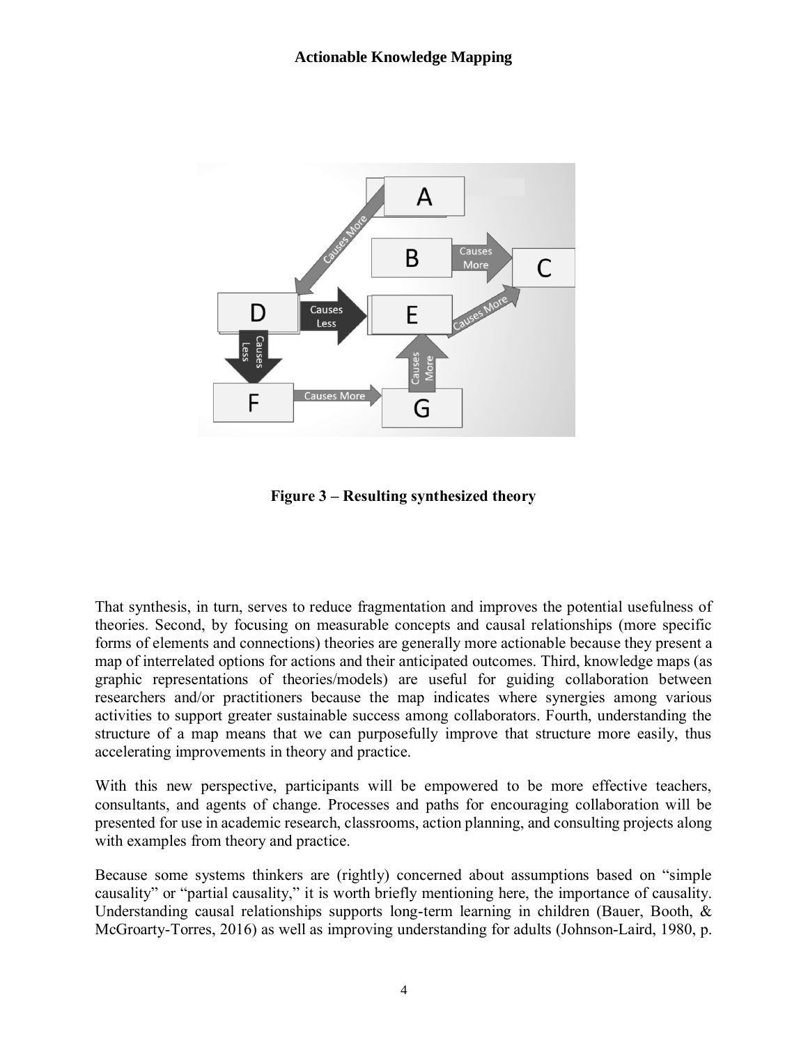**Figure 3 – Resulting synthesized theory**

That synthesis, in turn, serves to reduce fragmentation and improves the potential usefulness of theories. Second, by focusing on measurable concepts and causal relationships (more specific forms of elements and connections) theories are generally more actionable because they present a map of interrelated options for actions and their anticipated outcomes. Third, knowledge maps (as graphic representations of theories/models) are useful for guiding collaboration between researchers and/or practitioners because the map indicates where synergies among various activities to support greater sustainable success among collaborators. Fourth, understanding the structure of a map means that we can purposefully improve that structure more easily, thus accelerating improvements in theory and practice.

With this new perspective, participants will be empowered to be more effective teachers, consultants, and agents of change. Processes and paths for encouraging collaboration will be presented for use in academic research, classrooms, action planning, and consulting projects along with examples from theory and practice.

Because some systems thinkers are (rightly) concerned about assumptions based on "simple causality" or "partial causality," it is worth briefly mentioning here, the importance of causality. Understanding causal relationships supports long-term learning in children (Bauer, Booth, & McGroarty-Torres, 2016) as well as improving understanding for adults (Johnson-Laird, 1980, p.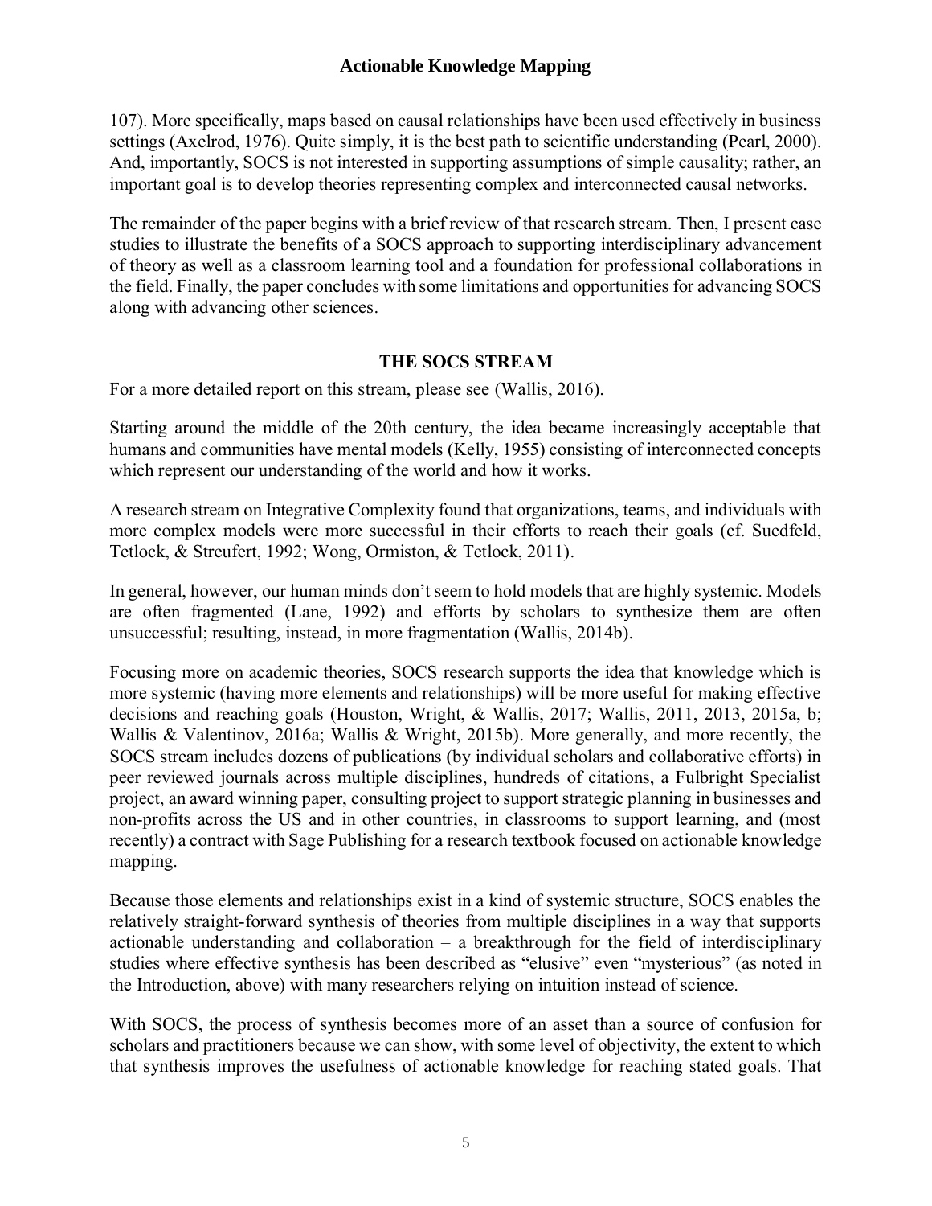107). More specifically, maps based on causal relationships have been used effectively in business settings (Axelrod, 1976). Quite simply, it is the best path to scientific understanding (Pearl, 2000). And, importantly, SOCS is not interested in supporting assumptions of simple causality; rather, an important goal is to develop theories representing complex and interconnected causal networks.

The remainder of the paper begins with a brief review of that research stream. Then, I present case studies to illustrate the benefits of a SOCS approach to supporting interdisciplinary advancement of theory as well as a classroom learning tool and a foundation for professional collaborations in the field. Finally, the paper concludes with some limitations and opportunities for advancing SOCS along with advancing other sciences.

## THE SOCS STREAM

For a more detailed report on this stream, please see (Wallis, 2016).

Starting around the middle of the 20th century, the idea became increasingly acceptable that humans and communities have mental models (Kelly, 1955) consisting of interconnected concepts which represent our understanding of the world and how it works.

A research stream on Integrative Complexity found that organizations, teams, and individuals with more complex models were more successful in their efforts to reach their goals (cf. Suedfeld, Tetlock, & Streufert, 1992; Wong, Ormiston, & Tetlock, 2011).

In general, however, our human minds don't seem to hold models that are highly systemic. Models are often fragmented (Lane, 1992) and efforts by scholars to synthesize them are often unsuccessful; resulting, instead, in more fragmentation (Wallis, 2014b).

Focusing more on academic theories, SOCS research supports the idea that knowledge which is more systemic (having more elements and relationships) will be more useful for making effective decisions and reaching goals (Houston, Wright, & Wallis, 2017; Wallis, 2011, 2013, 2015a, b; Wallis & Valentinov, 2016a; Wallis & Wright, 2015b). More generally, and more recently, the SOCS stream includes dozens of publications (by individual scholars and collaborative efforts) in peer reviewed journals across multiple disciplines, hundreds of citations, a Fulbright Specialist project, an award winning paper, consulting project to support strategic planning in businesses and non-profits across the US and in other countries, in classrooms to support learning, and (most recently) a contract with Sage Publishing for a research textbook focused on actionable knowledge mapping.

Because those elements and relationships exist in a kind of systemic structure, SOCS enables the relatively straight-forward synthesis of theories from multiple disciplines in a way that supports actionable understanding and collaboration – a breakthrough for the field of interdisciplinary studies where effective synthesis has been described as "elusive" even "mysterious" (as noted in the Introduction, above) with many researchers relying on intuition instead of science.

With SOCS, the process of synthesis becomes more of an asset than a source of confusion for scholars and practitioners because we can show, with some level of objectivity, the extent to which that synthesis improves the usefulness of actionable knowledge for reaching stated goals. That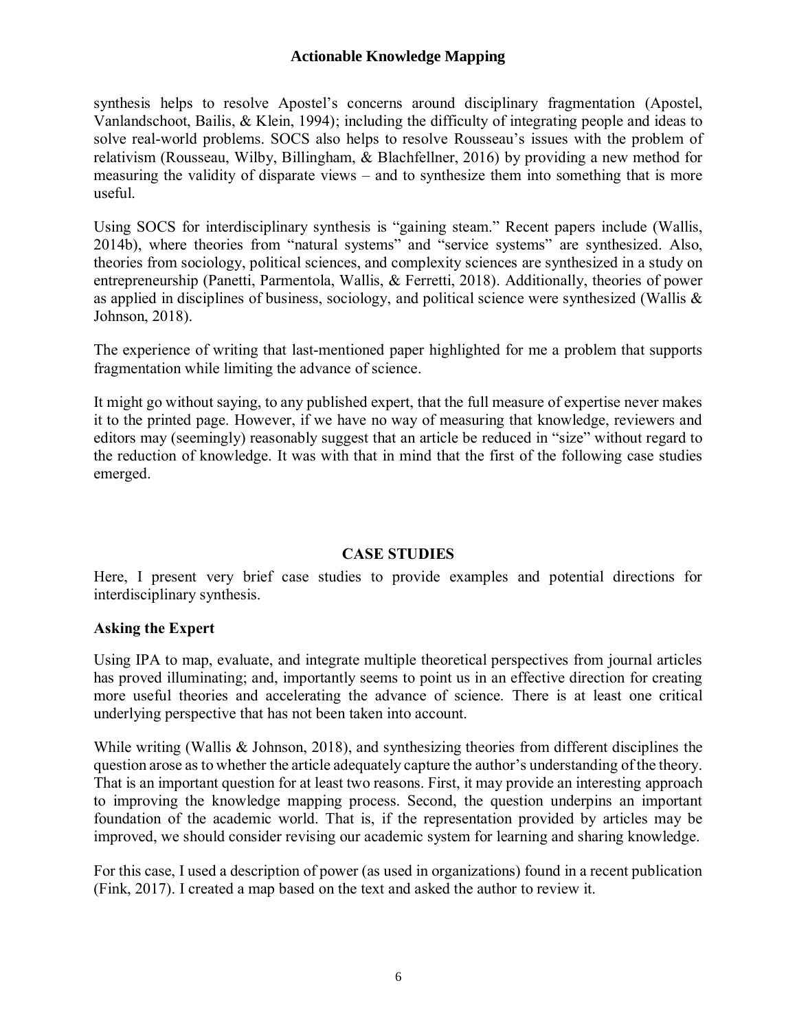synthesis helps to resolve Apostel's concerns around disciplinary fragmentation (Apostel, Vanlandschoot, Bailis, & Klein, 1994); including the difficulty of integrating people and ideas to solve real-world problems. SOCS also helps to resolve Rousseau's issues with the problem of relativism (Rousseau, Wilby, Billingham, & Blachfellner, 2016) by providing a new method for measuring the validity of disparate views – and to synthesize them into something that is more useful.

Using SOCS for interdisciplinary synthesis is "gaining steam." Recent papers include (Wallis, 2014b), where theories from "natural systems" and "service systems" are synthesized. Also, theories from sociology, political sciences, and complexity sciences are synthesized in a study on entrepreneurship (Panetti, Parmentola, Wallis, & Ferretti, 2018). Additionally, theories of power as applied in disciplines of business, sociology, and political science were synthesized (Wallis & Johnson, 2018).

The experience of writing that last-mentioned paper highlighted for me a problem that supports fragmentation while limiting the advance of science.

It might go without saying, to any published expert, that the full measure of expertise never makes it to the printed page. However, if we have no way of measuring that knowledge, reviewers and editors may (seemingly) reasonably suggest that an article be reduced in "size" without regard to the reduction of knowledge. It was with that in mind that the first of the following case studies emerged.

## CASE STUDIES

Here, I present very brief case studies to provide examples and potential directions for interdisciplinary synthesis.

### Asking the Expert

Using IPA to map, evaluate, and integrate multiple theoretical perspectives from journal articles has proved illuminating; and, importantly seems to point us in an effective direction for creating more useful theories and accelerating the advance of science. There is at least one critical underlying perspective that has not been taken into account.

While writing (Wallis & Johnson, 2018), and synthesizing theories from different disciplines the question arose as to whether the article adequately capture the author's understanding of the theory. That is an important question for at least two reasons. First, it may provide an interesting approach to improving the knowledge mapping process. Second, the question underpins an important foundation of the academic world. That is, if the representation provided by articles may be improved, we should consider revising our academic system for learning and sharing knowledge.

For this case, I used a description of power (as used in organizations) found in a recent publication (Fink, 2017). I created a map based on the text and asked the author to review it.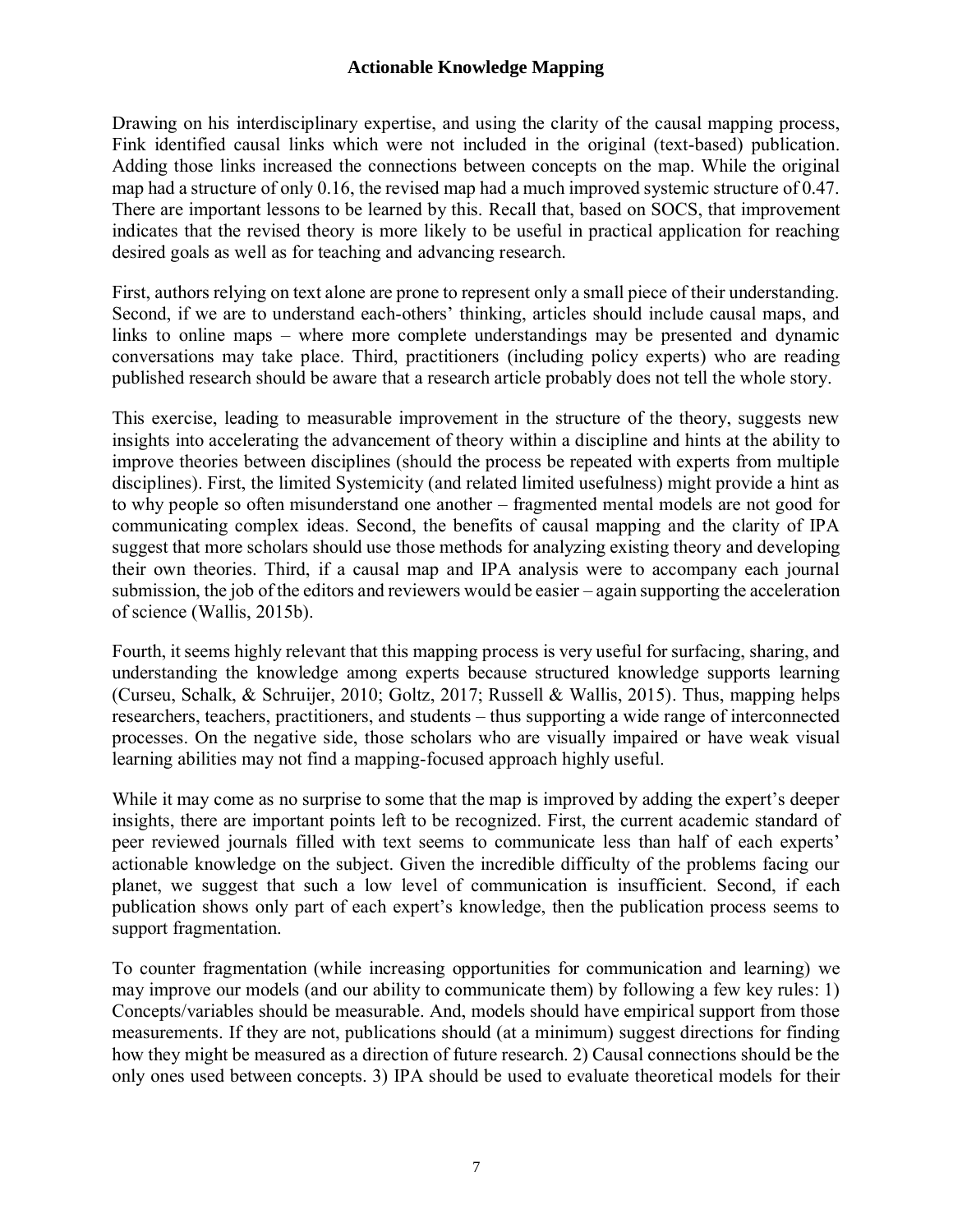Drawing on his interdisciplinary expertise, and using the clarity of the causal mapping process, Fink identified causal links which were not included in the original (text-based) publication. Adding those links increased the connections between concepts on the map. While the original map had a structure of only 0.16, the revised map had a much improved systemic structure of 0.47. There are important lessons to be learned by this. Recall that, based on SOCS, that improvement indicates that the revised theory is more likely to be useful in practical application for reaching desired goals as well as for teaching and advancing research.

First, authors relying on text alone are prone to represent only a small piece of their understanding. Second, if we are to understand each-others' thinking, articles should include causal maps, and links to online maps – where more complete understandings may be presented and dynamic conversations may take place. Third, practitioners (including policy experts) who are reading published research should be aware that a research article probably does not tell the whole story.

This exercise, leading to measurable improvement in the structure of the theory, suggests new insights into accelerating the advancement of theory within a discipline and hints at the ability to improve theories between disciplines (should the process be repeated with experts from multiple disciplines). First, the limited Systemicity (and related limited usefulness) might provide a hint as to why people so often misunderstand one another – fragmented mental models are not good for communicating complex ideas. Second, the benefits of causal mapping and the clarity of IPA suggest that more scholars should use those methods for analyzing existing theory and developing their own theories. Third, if a causal map and IPA analysis were to accompany each journal submission, the job of the editors and reviewers would be easier – again supporting the acceleration of science (Wallis, 2015b).

Fourth, it seems highly relevant that this mapping process is very useful for surfacing, sharing, and understanding the knowledge among experts because structured knowledge supports learning (Curseu, Schalk, & Schruijer, 2010; Goltz, 2017; Russell & Wallis, 2015). Thus, mapping helps researchers, teachers, practitioners, and students – thus supporting a wide range of interconnected processes. On the negative side, those scholars who are visually impaired or have weak visual learning abilities may not find a mapping-focused approach highly useful.

While it may come as no surprise to some that the map is improved by adding the expert's deeper insights, there are important points left to be recognized. First, the current academic standard of peer reviewed journals filled with text seems to communicate less than half of each experts' actionable knowledge on the subject. Given the incredible difficulty of the problems facing our planet, we suggest that such a low level of communication is insufficient. Second, if each publication shows only part of each expert's knowledge, then the publication process seems to support fragmentation.

To counter fragmentation (while increasing opportunities for communication and learning) we may improve our models (and our ability to communicate them) by following a few key rules: 1) Concepts/variables should be measurable. And, models should have empirical support from those measurements. If they are not, publications should (at a minimum) suggest directions for finding how they might be measured as a direction of future research. 2) Causal connections should be the only ones used between concepts. 3) IPA should be used to evaluate theoretical models for their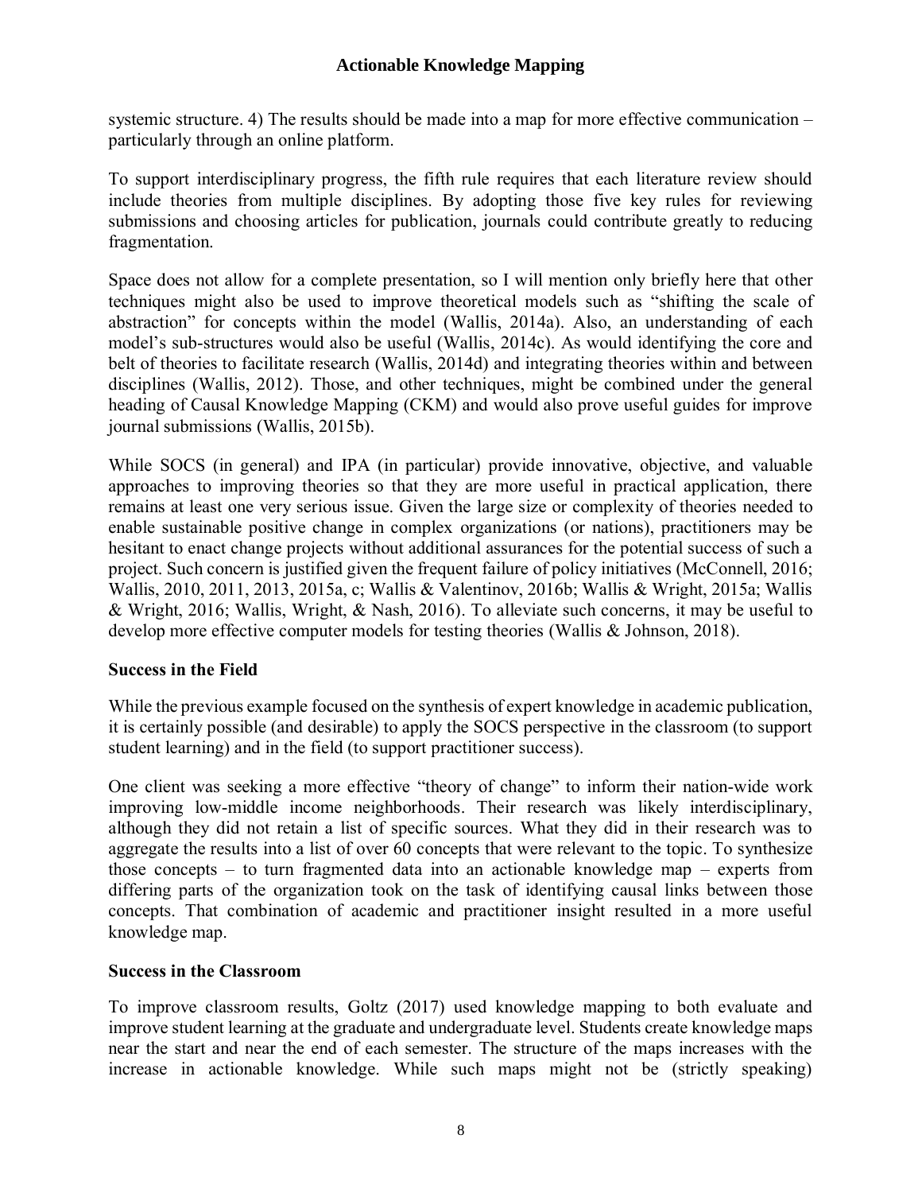systemic structure. 4) The results should be made into a map for more effective communication – particularly through an online platform.

To support interdisciplinary progress, the fifth rule requires that each literature review should include theories from multiple disciplines. By adopting those five key rules for reviewing submissions and choosing articles for publication, journals could contribute greatly to reducing fragmentation.

Space does not allow for a complete presentation, so I will mention only briefly here that other techniques might also be used to improve theoretical models such as "shifting the scale of abstraction" for concepts within the model (Wallis, 2014a). Also, an understanding of each model's sub-structures would also be useful (Wallis, 2014c). As would identifying the core and belt of theories to facilitate research (Wallis, 2014d) and integrating theories within and between disciplines (Wallis, 2012). Those, and other techniques, might be combined under the general heading of Causal Knowledge Mapping (CKM) and would also prove useful guides for improve journal submissions (Wallis, 2015b).

While SOCS (in general) and IPA (in particular) provide innovative, objective, and valuable approaches to improving theories so that they are more useful in practical application, there remains at least one very serious issue. Given the large size or complexity of theories needed to enable sustainable positive change in complex organizations (or nations), practitioners may be hesitant to enact change projects without additional assurances for the potential success of such a project. Such concern is justified given the frequent failure of policy initiatives (McConnell, 2016; Wallis, 2010, 2011, 2013, 2015a, c; Wallis & Valentinov, 2016b; Wallis & Wright, 2015a; Wallis & Wright, 2016; Wallis, Wright, & Nash, 2016). To alleviate such concerns, it may be useful to develop more effective computer models for testing theories (Wallis & Johnson, 2018).

### Success in the Field

While the previous example focused on the synthesis of expert knowledge in academic publication, it is certainly possible (and desirable) to apply the SOCS perspective in the classroom (to support student learning) and in the field (to support practitioner success).

One client was seeking a more effective "theory of change" to inform their nation-wide work improving low-middle income neighborhoods. Their research was likely interdisciplinary, although they did not retain a list of specific sources. What they did in their research was to aggregate the results into a list of over 60 concepts that were relevant to the topic. To synthesize those concepts – to turn fragmented data into an actionable knowledge map – experts from differing parts of the organization took on the task of identifying causal links between those concepts. That combination of academic and practitioner insight resulted in a more useful knowledge map.

### Success in the Classroom

To improve classroom results, Goltz (2017) used knowledge mapping to both evaluate and improve student learning at the graduate and undergraduate level. Students create knowledge maps near the start and near the end of each semester. The structure of the maps increases with the increase in actionable knowledge. While such maps might not be (strictly speaking)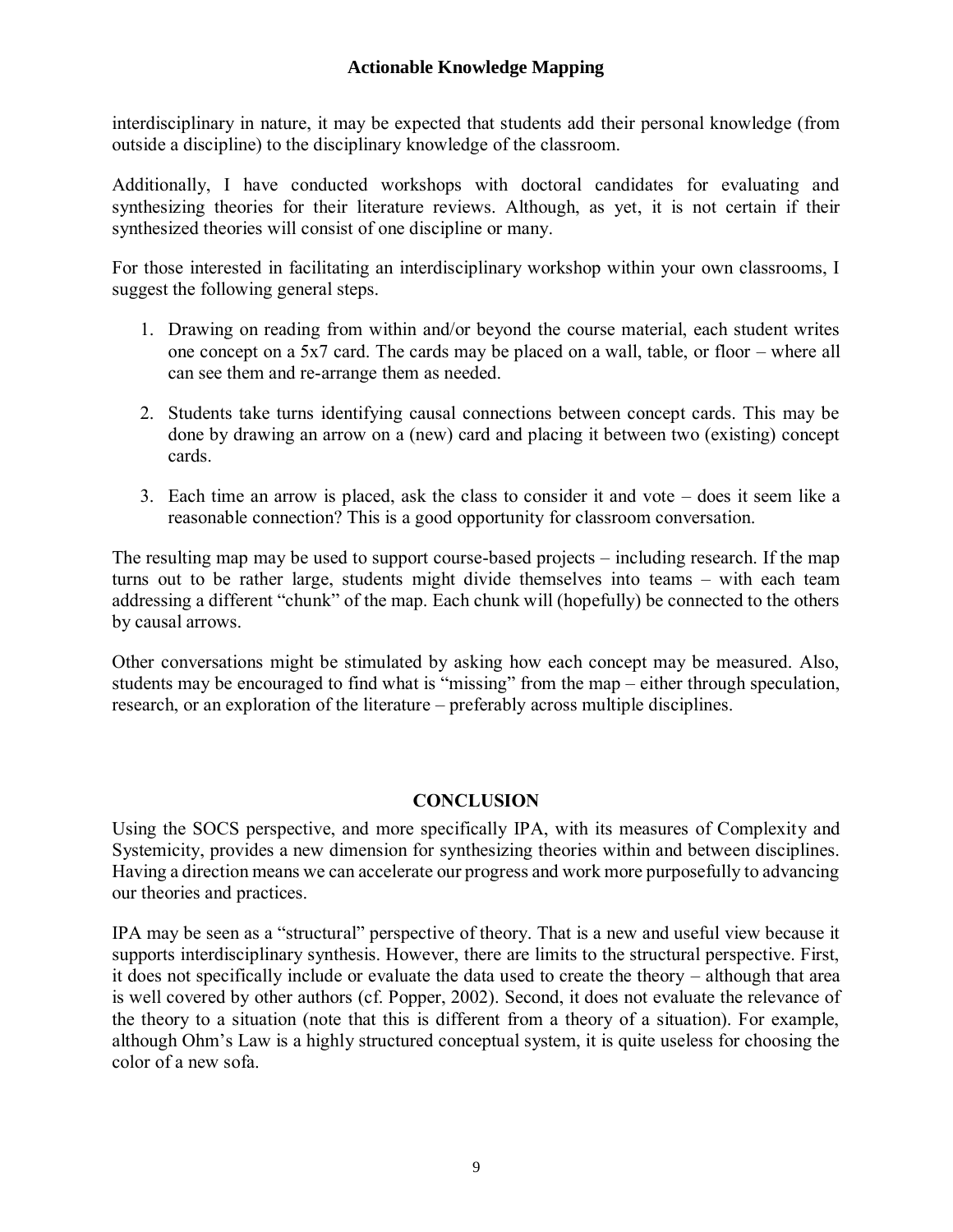interdisciplinary in nature, it may be expected that students add their personal knowledge (from outside a discipline) to the disciplinary knowledge of the classroom.

Additionally, I have conducted workshops with doctoral candidates for evaluating and synthesizing theories for their literature reviews. Although, as yet, it is not certain if their synthesized theories will consist of one discipline or many.

For those interested in facilitating an interdisciplinary workshop within your own classrooms, I suggest the following general steps.

1. Drawing on reading from within and/or beyond the course material, each student writes one concept on a 5x7 card. The cards may be placed on a wall, table, or floor – where all can see them and re-arrange them as needed.

2. Students take turns identifying causal connections between concept cards. This may be done by drawing an arrow on a (new) card and placing it between two (existing) concept cards.

3. Each time an arrow is placed, ask the class to consider it and vote – does it seem like a reasonable connection? This is a good opportunity for classroom conversation.

The resulting map may be used to support course-based projects – including research. If the map turns out to be rather large, students might divide themselves into teams – with each team addressing a different "chunk" of the map. Each chunk will (hopefully) be connected to the others by causal arrows.

Other conversations might be stimulated by asking how each concept may be measured. Also, students may be encouraged to find what is "missing" from the map – either through speculation, research, or an exploration of the literature – preferably across multiple disciplines.

## CONCLUSION

Using the SOCS perspective, and more specifically IPA, with its measures of Complexity and Systemicity, provides a new dimension for synthesizing theories within and between disciplines. Having a direction means we can accelerate our progress and work more purposefully to advancing our theories and practices.

IPA may be seen as a "structural" perspective of theory. That is a new and useful view because it supports interdisciplinary synthesis. However, there are limits to the structural perspective. First, it does not specifically include or evaluate the data used to create the theory – although that area is well covered by other authors (cf. Popper, 2002). Second, it does not evaluate the relevance of the theory to a situation (note that this is different from a theory of a situation). For example, although Ohm's Law is a highly structured conceptual system, it is quite useless for choosing the color of a new sofa.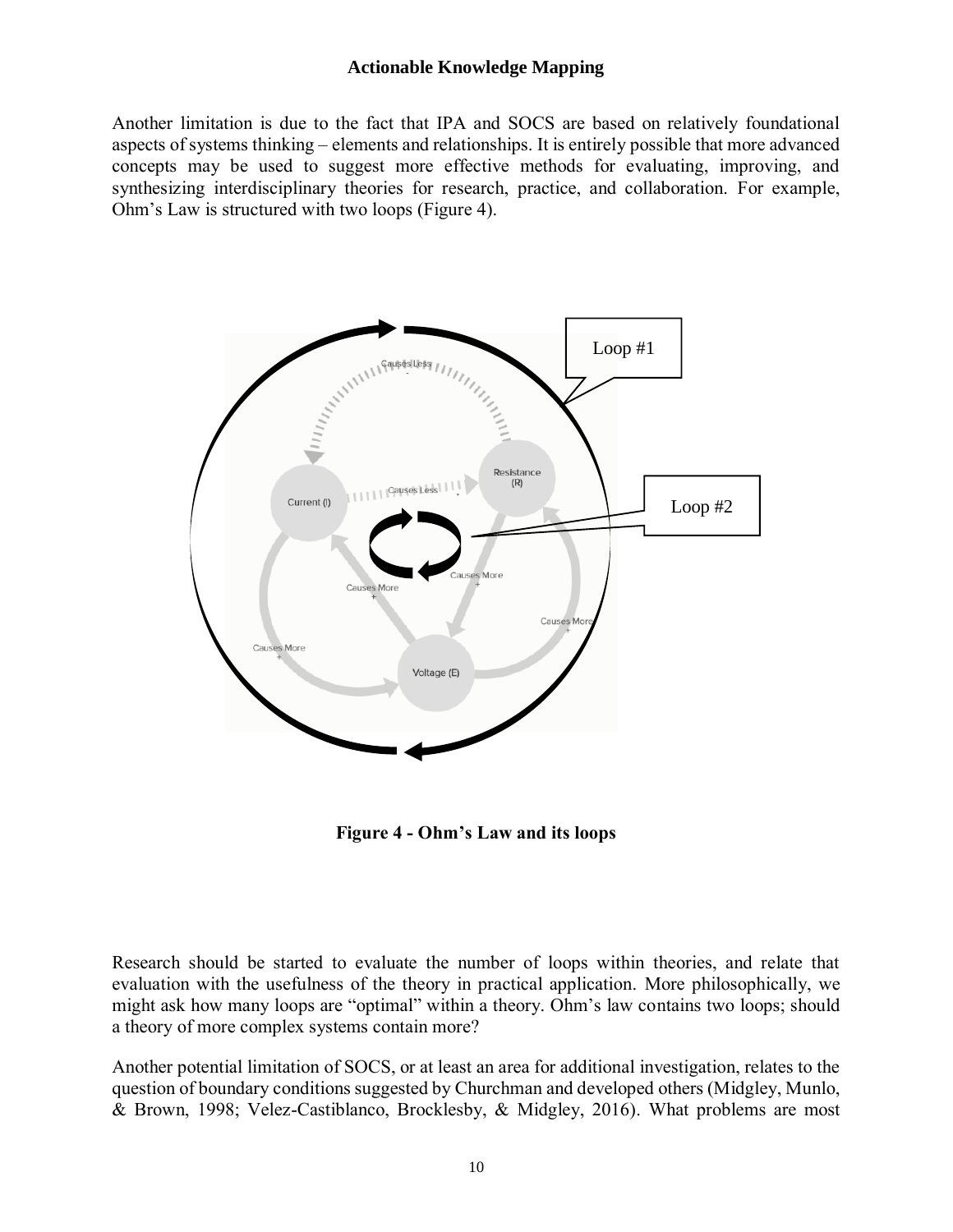Another limitation is due to the fact that IPA and SOCS are based on relatively foundational aspects of systems thinking – elements and relationships. It is entirely possible that more advanced concepts may be used to suggest more effective methods for evaluating, improving, and synthesizing interdisciplinary theories for research, practice, and collaboration. For example, Ohm's Law is structured with two loops (Figure 4).

**Figure 4 - Ohm's Law and its loops**

Research should be started to evaluate the number of loops within theories, and relate that evaluation with the usefulness of the theory in practical application. More philosophically, we might ask how many loops are "optimal" within a theory. Ohm's law contains two loops; should a theory of more complex systems contain more?

Another potential limitation of SOCS, or at least an area for additional investigation, relates to the question of boundary conditions suggested by Churchman and developed others (Midgley, Munlo, & Brown, 1998; Velez-Castiblanco, Brocklesby, & Midgley, 2016). What problems are most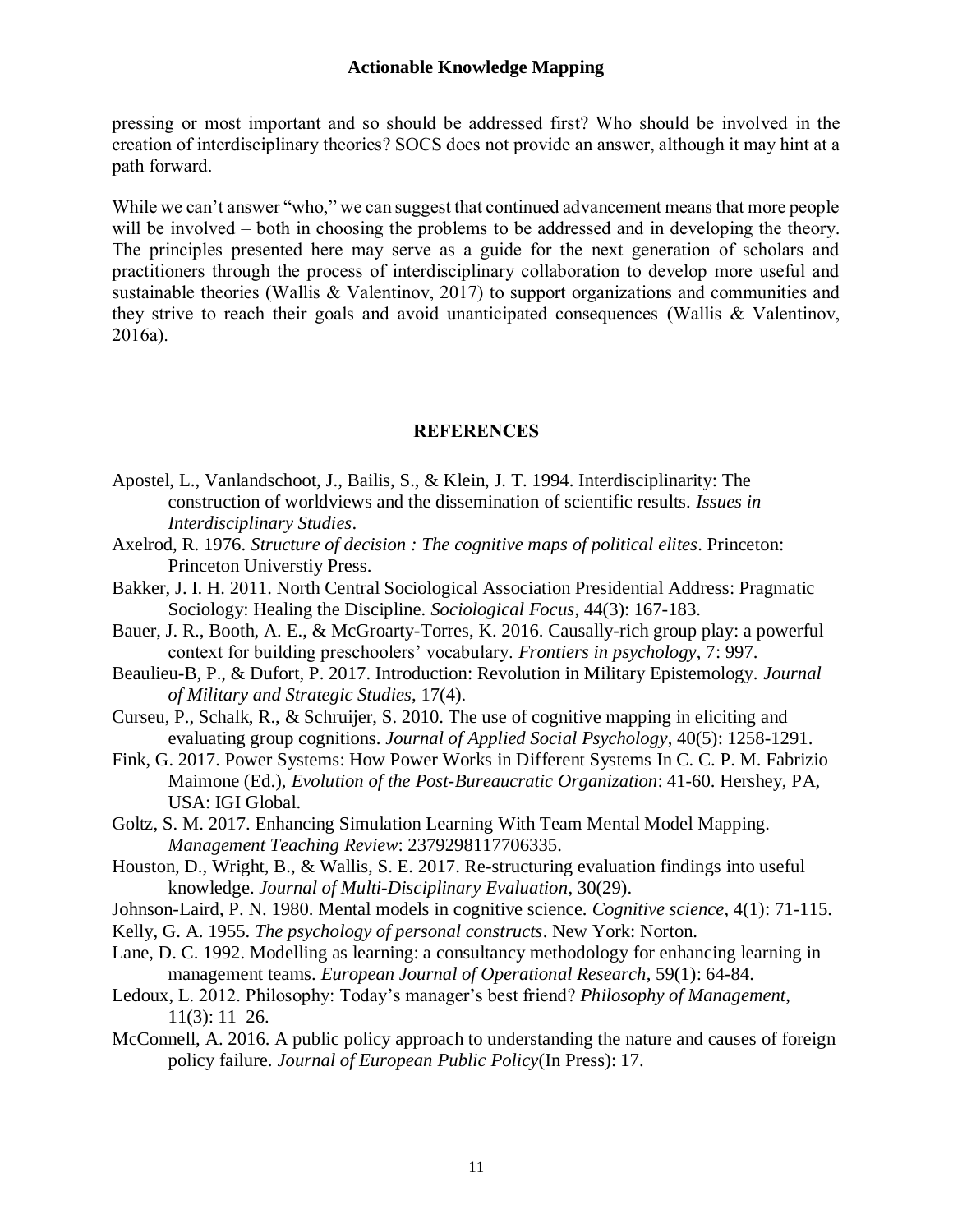pressing or most important and so should be addressed first? Who should be involved in the creation of interdisciplinary theories? SOCS does not provide an answer, although it may hint at a path forward.

While we can't answer "who," we can suggest that continued advancement means that more people will be involved – both in choosing the problems to be addressed and in developing the theory. The principles presented here may serve as a guide for the next generation of scholars and practitioners through the process of interdisciplinary collaboration to develop more useful and sustainable theories (Wallis & Valentinov, 2017) to support organizations and communities and they strive to reach their goals and avoid unanticipated consequences (Wallis & Valentinov, 2016a).

## REFERENCES

Apostel, L., Vanlandschoot, J., Bailis, S., & Klein, J. T. 1994. Interdisciplinarity: The construction of worldviews and the dissemination of scientific results. *Issues in Interdisciplinary Studies*.

Axelrod, R. 1976. *Structure of decision : The cognitive maps of political elites*. Princeton: Princeton Universtiy Press.

Bakker, J. I. H. 2011. North Central Sociological Association Presidential Address: Pragmatic Sociology: Healing the Discipline. *Sociological Focus*, 44(3): 167-183.

Bauer, J. R., Booth, A. E., & McGroarty-Torres, K. 2016. Causally-rich group play: a powerful context for building preschoolers' vocabulary. *Frontiers in psychology*, 7: 997.

Beaulieu-B, P., & Dufort, P. 2017. Introduction: Revolution in Military Epistemology. *Journal of Military and Strategic Studies*, 17(4).

Curseu, P., Schalk, R., & Schruijer, S. 2010. The use of cognitive mapping in eliciting and evaluating group cognitions. *Journal of Applied Social Psychology*, 40(5): 1258-1291.

Fink, G. 2017. Power Systems: How Power Works in Different Systems In C. C. P. M. Fabrizio Maimone (Ed.), *Evolution of the Post-Bureaucratic Organization*: 41-60. Hershey, PA, USA: IGI Global.

Goltz, S. M. 2017. Enhancing Simulation Learning With Team Mental Model Mapping. *Management Teaching Review*: 2379298117706335.

Houston, D., Wright, B., & Wallis, S. E. 2017. Re-structuring evaluation findings into useful knowledge. *Journal of Multi-Disciplinary Evaluation*, 30(29).

Johnson-Laird, P. N. 1980. Mental models in cognitive science. *Cognitive science*, 4(1): 71-115.

Kelly, G. A. 1955. *The psychology of personal constructs*. New York: Norton.

Lane, D. C. 1992. Modelling as learning: a consultancy methodology for enhancing learning in management teams. *European Journal of Operational Research*, 59(1): 64-84.

Ledoux, L. 2012. Philosophy: Today's manager's best friend? *Philosophy of Management*, 11(3): 11–26.

McConnell, A. 2016. A public policy approach to understanding the nature and causes of foreign policy failure. *Journal of European Public Policy*(In Press): 17.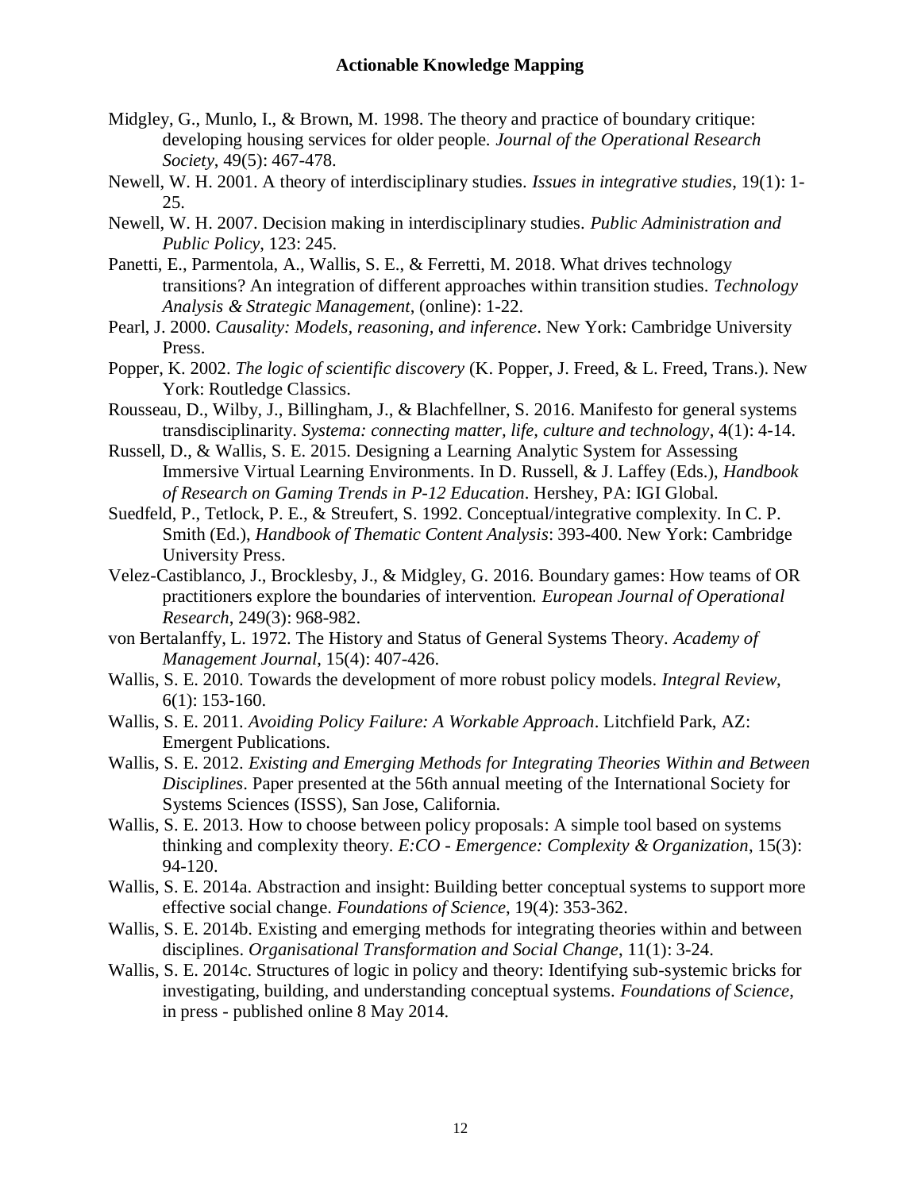Midgley, G., Munlo, I., & Brown, M. 1998. The theory and practice of boundary critique: developing housing services for older people. *Journal of the Operational Research Society*, 49(5): 467-478.

Newell, W. H. 2001. A theory of interdisciplinary studies. *Issues in integrative studies*, 19(1): 1-25.

Newell, W. H. 2007. Decision making in interdisciplinary studies. *Public Administration and Public Policy*, 123: 245.

Panetti, E., Parmentola, A., Wallis, S. E., & Ferretti, M. 2018. What drives technology transitions? An integration of different approaches within transition studies. *Technology Analysis & Strategic Management*, (online): 1-22.

Pearl, J. 2000. *Causality: Models, reasoning, and inference*. New York: Cambridge University Press.

Popper, K. 2002. *The logic of scientific discovery* (K. Popper, J. Freed, & L. Freed, Trans.). New York: Routledge Classics.

Rousseau, D., Wilby, J., Billingham, J., & Blachfellner, S. 2016. Manifesto for general systems transdisciplinarity. *Systema: connecting matter, life, culture and technology*, 4(1): 4-14.

Russell, D., & Wallis, S. E. 2015. Designing a Learning Analytic System for Assessing Immersive Virtual Learning Environments. In D. Russell, & J. Laffey (Eds.), *Handbook of Research on Gaming Trends in P-12 Education*. Hershey, PA: IGI Global.

Suedfeld, P., Tetlock, P. E., & Streufert, S. 1992. Conceptual/integrative complexity. In C. P. Smith (Ed.), *Handbook of Thematic Content Analysis*: 393-400. New York: Cambridge University Press.

Velez-Castiblanco, J., Brocklesby, J., & Midgley, G. 2016. Boundary games: How teams of OR practitioners explore the boundaries of intervention. *European Journal of Operational Research*, 249(3): 968-982.

von Bertalanffy, L. 1972. The History and Status of General Systems Theory. *Academy of Management Journal*, 15(4): 407-426.

Wallis, S. E. 2010. Towards the development of more robust policy models. *Integral Review*, 6(1): 153-160.

Wallis, S. E. 2011. *Avoiding Policy Failure: A Workable Approach*. Litchfield Park, AZ: Emergent Publications.

Wallis, S. E. 2012. *Existing and Emerging Methods for Integrating Theories Within and Between Disciplines*. Paper presented at the 56th annual meeting of the International Society for Systems Sciences (ISSS), San Jose, California.

Wallis, S. E. 2013. How to choose between policy proposals: A simple tool based on systems thinking and complexity theory. *E:CO - Emergence: Complexity & Organization*, 15(3): 94-120.

Wallis, S. E. 2014a. Abstraction and insight: Building better conceptual systems to support more effective social change. *Foundations of Science*, 19(4): 353-362.

Wallis, S. E. 2014b. Existing and emerging methods for integrating theories within and between disciplines. *Organisational Transformation and Social Change*, 11(1): 3-24.

Wallis, S. E. 2014c. Structures of logic in policy and theory: Identifying sub-systemic bricks for investigating, building, and understanding conceptual systems. *Foundations of Science*, in press - published online 8 May 2014.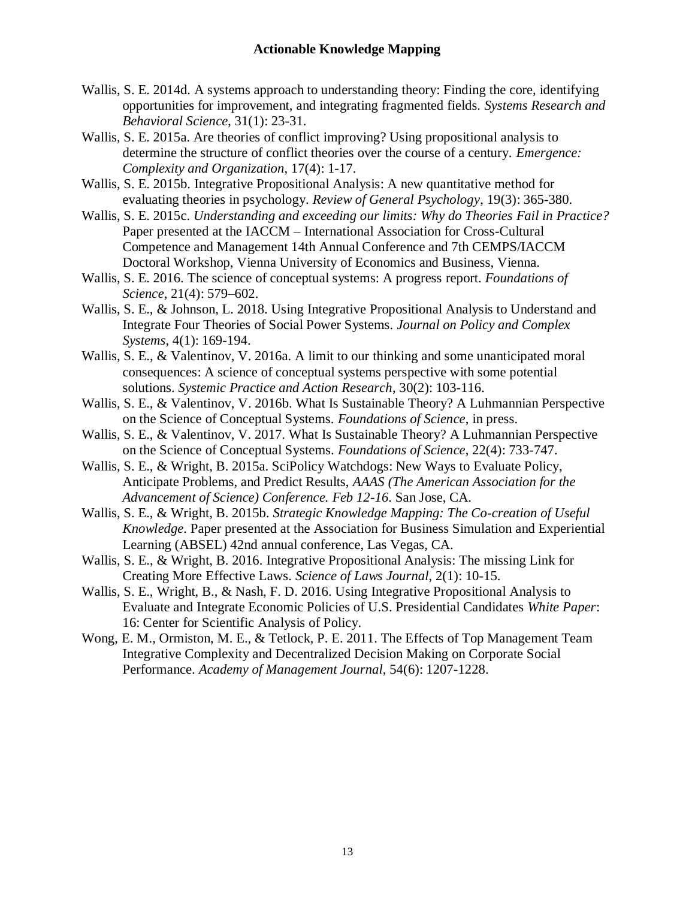Wallis, S. E. 2014d. A systems approach to understanding theory: Finding the core, identifying opportunities for improvement, and integrating fragmented fields. *Systems Research and Behavioral Science*, 31(1): 23-31.

Wallis, S. E. 2015a. Are theories of conflict improving? Using propositional analysis to determine the structure of conflict theories over the course of a century. *Emergence: Complexity and Organization*, 17(4): 1-17.

Wallis, S. E. 2015b. Integrative Propositional Analysis: A new quantitative method for evaluating theories in psychology. *Review of General Psychology*, 19(3): 365-380.

Wallis, S. E. 2015c. *Understanding and exceeding our limits: Why do Theories Fail in Practice?* Paper presented at the IACCM – International Association for Cross-Cultural Competence and Management 14th Annual Conference and 7th CEMPS/IACCM Doctoral Workshop, Vienna University of Economics and Business, Vienna.

Wallis, S. E. 2016. The science of conceptual systems: A progress report. *Foundations of Science*, 21(4): 579–602.

Wallis, S. E., & Johnson, L. 2018. Using Integrative Propositional Analysis to Understand and Integrate Four Theories of Social Power Systems. *Journal on Policy and Complex Systems*, 4(1): 169-194.

Wallis, S. E., & Valentinov, V. 2016a. A limit to our thinking and some unanticipated moral consequences: A science of conceptual systems perspective with some potential solutions. *Systemic Practice and Action Research*, 30(2): 103-116.

Wallis, S. E., & Valentinov, V. 2016b. What Is Sustainable Theory? A Luhmannian Perspective on the Science of Conceptual Systems. *Foundations of Science*, in press.

Wallis, S. E., & Valentinov, V. 2017. What Is Sustainable Theory? A Luhmannian Perspective on the Science of Conceptual Systems. *Foundations of Science*, 22(4): 733-747.

Wallis, S. E., & Wright, B. 2015a. SciPolicy Watchdogs: New Ways to Evaluate Policy, Anticipate Problems, and Predict Results, *AAAS (The American Association for the Advancement of Science) Conference. Feb 12-16*. San Jose, CA.

Wallis, S. E., & Wright, B. 2015b. *Strategic Knowledge Mapping: The Co-creation of Useful Knowledge*. Paper presented at the Association for Business Simulation and Experiential Learning (ABSEL) 42nd annual conference, Las Vegas, CA.

Wallis, S. E., & Wright, B. 2016. Integrative Propositional Analysis: The missing Link for Creating More Effective Laws. *Science of Laws Journal*, 2(1): 10-15.

Wallis, S. E., Wright, B., & Nash, F. D. 2016. Using Integrative Propositional Analysis to Evaluate and Integrate Economic Policies of U.S. Presidential Candidates *White Paper*: 16: Center for Scientific Analysis of Policy.

Wong, E. M., Ormiston, M. E., & Tetlock, P. E. 2011. The Effects of Top Management Team Integrative Complexity and Decentralized Decision Making on Corporate Social Performance. *Academy of Management Journal*, 54(6): 1207-1228.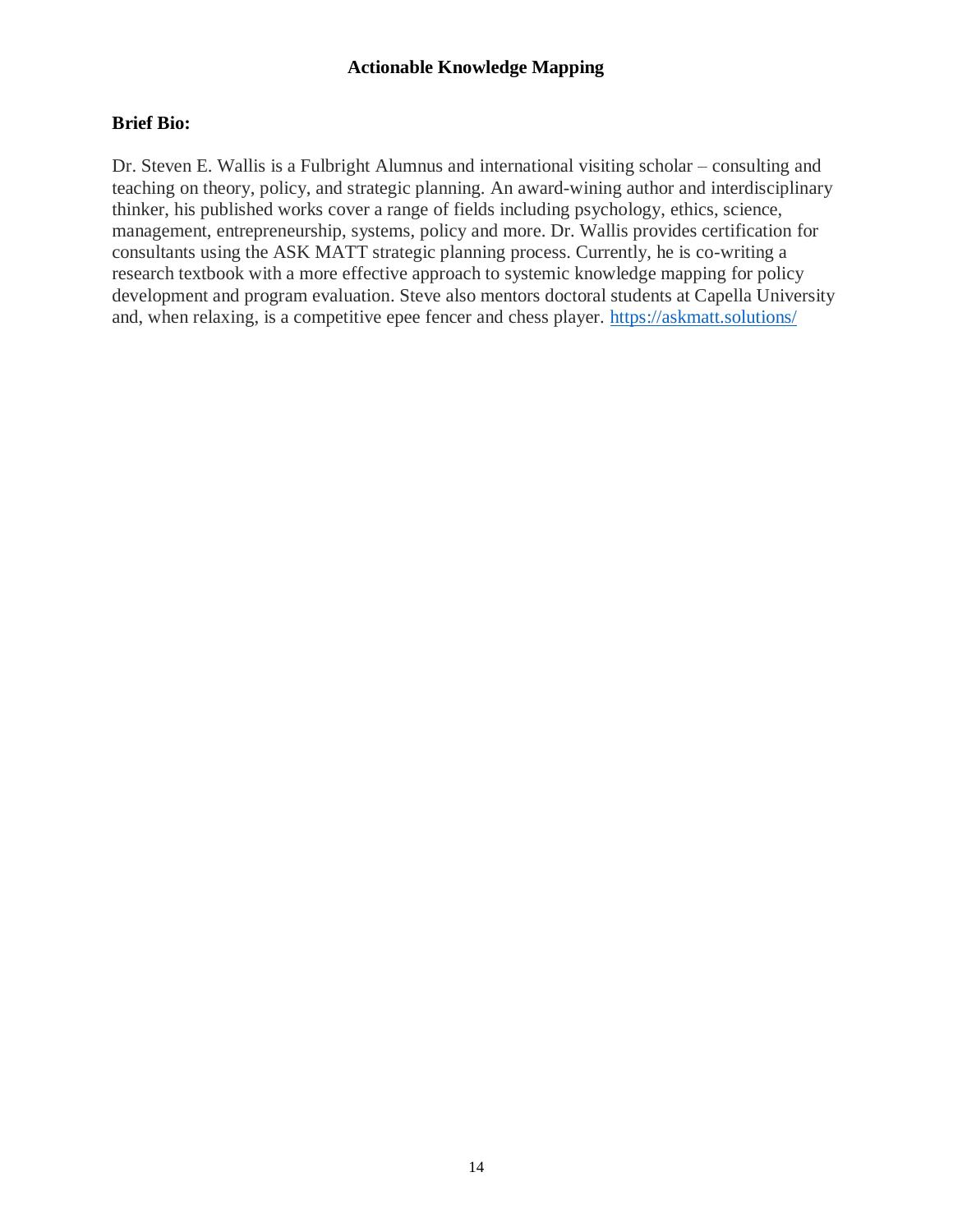**Brief Bio:**

Dr. Steven E. Wallis is a Fulbright Alumnus and international visiting scholar – consulting and teaching on theory, policy, and strategic planning. An award-wining author and interdisciplinary thinker, his published works cover a range of fields including psychology, ethics, science, management, entrepreneurship, systems, policy and more. Dr. Wallis provides certification for consultants using the ASK MATT strategic planning process. Currently, he is co-writing a research textbook with a more effective approach to systemic knowledge mapping for policy development and program evaluation. Steve also mentors doctoral students at Capella University and, when relaxing, is a competitive epee fencer and chess player. https://askmatt.solutions/